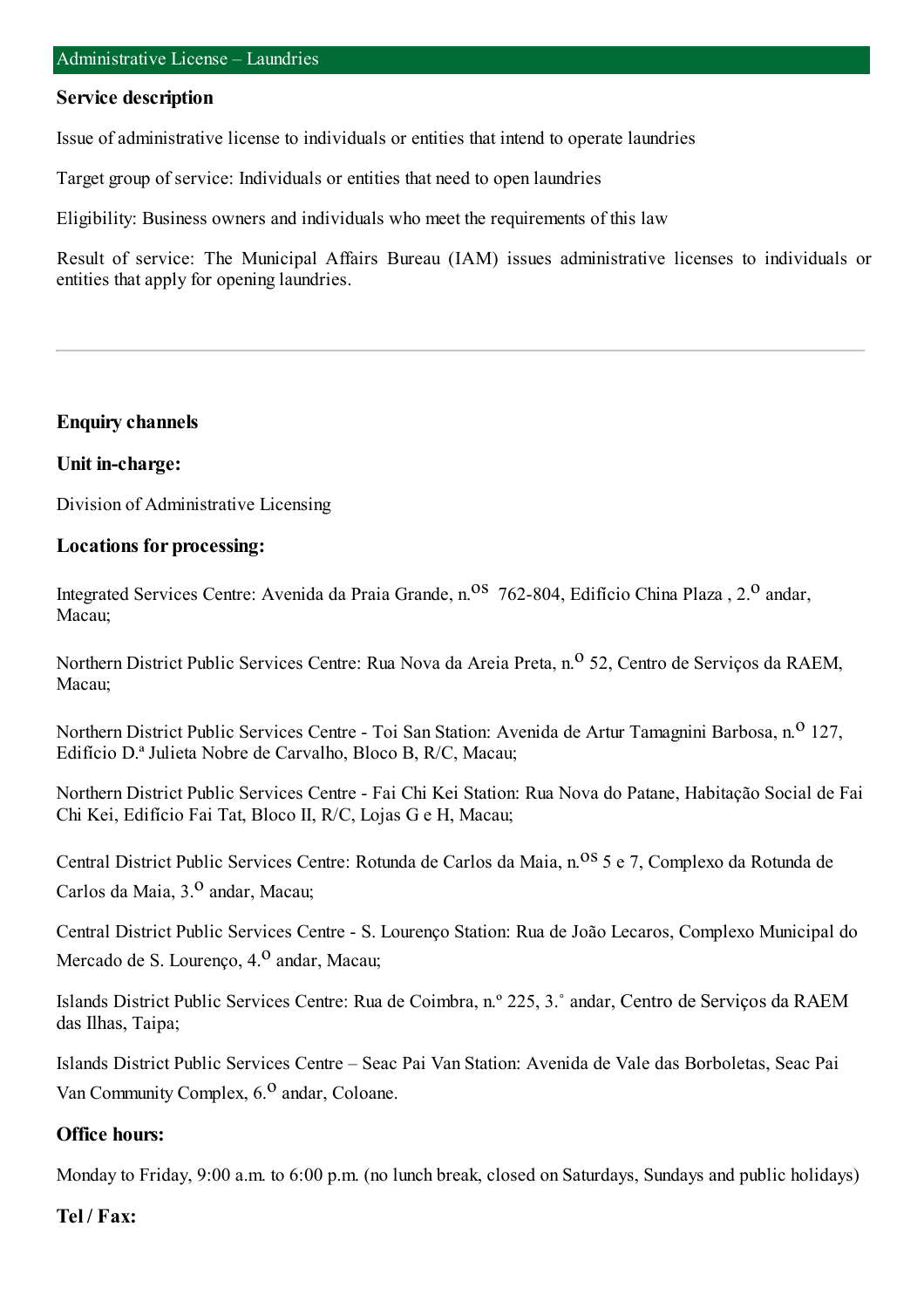# Administrative License – Laundries

## Service description

Issue of administrative license to individuals or entities that intend to operate laundries

Target group of service: Individuals or entities that need to open laundries

Eligibility: Business owners and individuals who meet the requirements of this law

Result of service: The Municipal Affairs Bureau (IAM) issues administrative licenses to individuals or entities that apply for opening laundries.

---

## Enquiry channels

### Unit in-charge:

Division of Administrative Licensing

### Locations for processing:

Integrated Services Centre: Avenida da Praia Grande, n.os 762-804, Edifício China Plaza , 2.o andar, Macau;

Northern District Public Services Centre: Rua Nova da Areia Preta, n.o 52, Centro de Serviços da RAEM, Macau;

Northern District Public Services Centre - Toi San Station: Avenida de Artur Tamagnini Barbosa, n.o 127, Edifício D.ª Julieta Nobre de Carvalho, Bloco B, R/C, Macau;

Northern District Public Services Centre - Fai Chi Kei Station: Rua Nova do Patane, Habitação Social de Fai Chi Kei, Edifício Fai Tat, Bloco II, R/C, Lojas G e H, Macau;

Central District Public Services Centre: Rotunda de Carlos da Maia, n.os 5 e 7, Complexo da Rotunda de Carlos da Maia, 3.o andar, Macau;

Central District Public Services Centre - S. Lourenço Station: Rua de João Lecaros, Complexo Municipal do Mercado de S. Lourenço, 4.o andar, Macau;

Islands District Public Services Centre: Rua de Coimbra, n.º 225, 3.˚ andar, Centro de Serviços da RAEM das Ilhas, Taipa;

Islands District Public Services Centre – Seac Pai Van Station: Avenida de Vale das Borboletas, Seac Pai Van Community Complex, 6.o andar, Coloane.

### Office hours:

Monday to Friday, 9:00 a.m. to 6:00 p.m. (no lunch break, closed on Saturdays, Sundays and public holidays)

### Tel / Fax: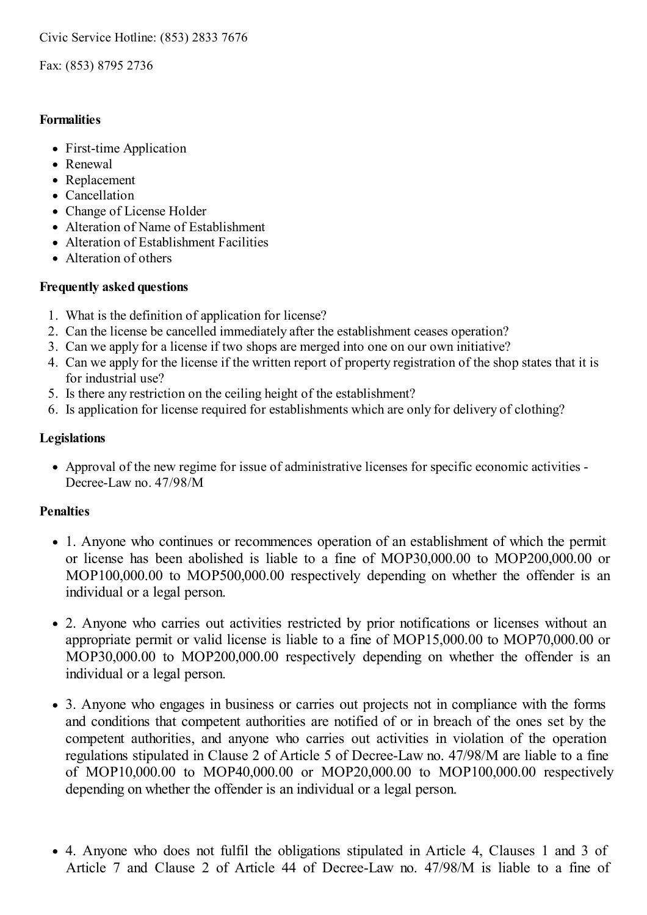Civic Service Hotline: (853) 2833 7676

Fax: (853) 8795 2736

### Formalities

- First-time Application
- Renewal
- Replacement
- Cancellation
- Change of License Holder
- Alteration of Name of Establishment
- Alteration of Establishment Facilities
- Alteration of others

### Frequently asked questions

1. What is the definition of application for license?
2. Can the license be cancelled immediately after the establishment ceases operation?
3. Can we apply for a license if two shops are merged into one on our own initiative?
4. Can we apply for the license if the written report of property registration of the shop states that it is for industrial use?
5. Is there any restriction on the ceiling height of the establishment?
6. Is application for license required for establishments which are only for delivery of clothing?

### Legislations

- Approval of the new regime for issue of administrative licenses for specific economic activities - Decree-Law no. 47/98/M

### Penalties

- 1. Anyone who continues or recommences operation of an establishment of which the permit or license has been abolished is liable to a fine of MOP30,000.00 to MOP200,000.00 or MOP100,000.00 to MOP500,000.00 respectively depending on whether the offender is an individual or a legal person.

- 2. Anyone who carries out activities restricted by prior notifications or licenses without an appropriate permit or valid license is liable to a fine of MOP15,000.00 to MOP70,000.00 or MOP30,000.00 to MOP200,000.00 respectively depending on whether the offender is an individual or a legal person.

- 3. Anyone who engages in business or carries out projects not in compliance with the forms and conditions that competent authorities are notified of or in breach of the ones set by the competent authorities, and anyone who carries out activities in violation of the operation regulations stipulated in Clause 2 of Article 5 of Decree-Law no. 47/98/M are liable to a fine of MOP10,000.00 to MOP40,000.00 or MOP20,000.00 to MOP100,000.00 respectively depending on whether the offender is an individual or a legal person.

- 4. Anyone who does not fulfil the obligations stipulated in Article 4, Clauses 1 and 3 of Article 7 and Clause 2 of Article 44 of Decree-Law no. 47/98/M is liable to a fine of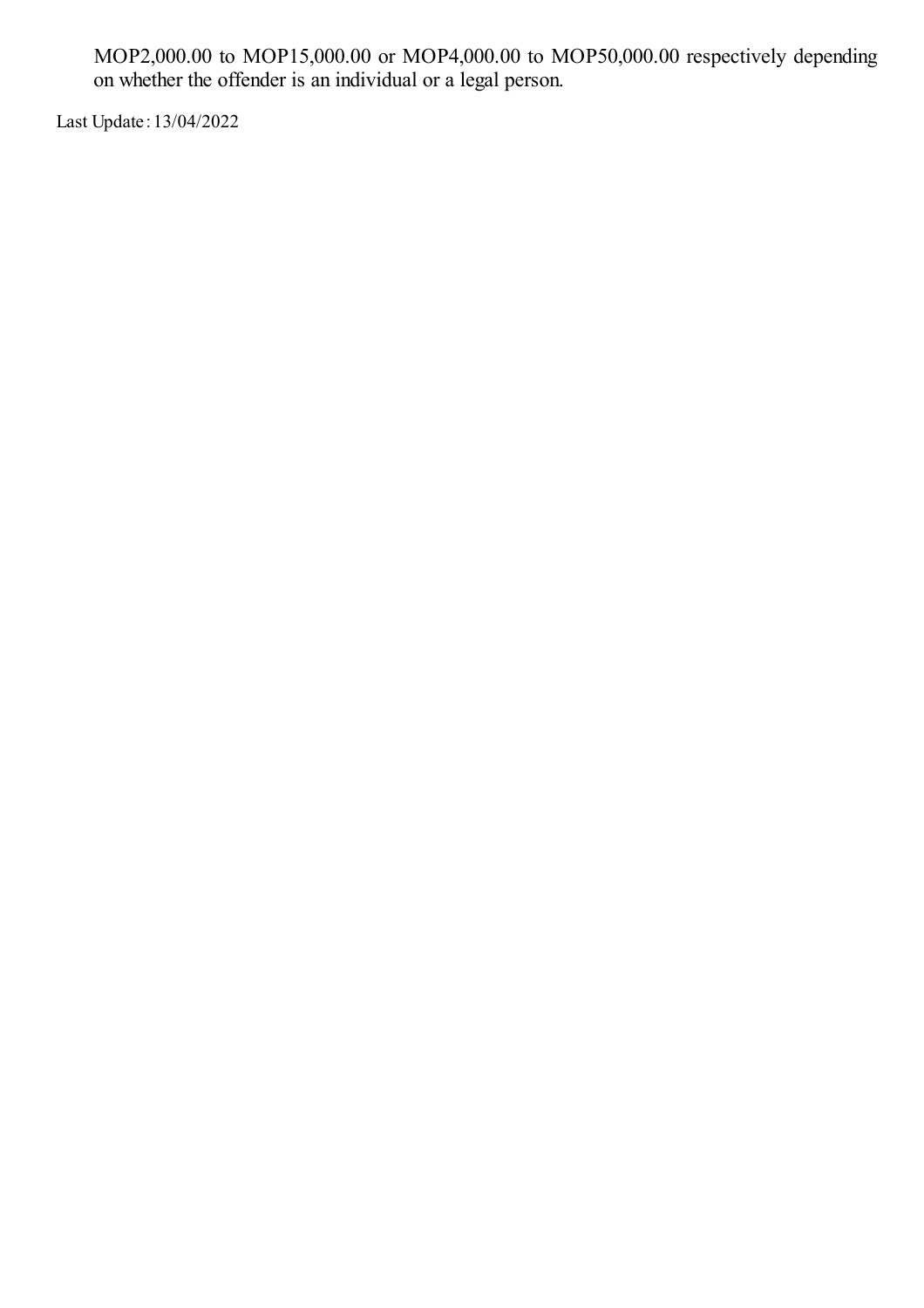MOP2,000.00 to MOP15,000.00 or MOP4,000.00 to MOP50,000.00 respectively depending on whether the offender is an individual or a legal person.

Last Update : 13/04/2022